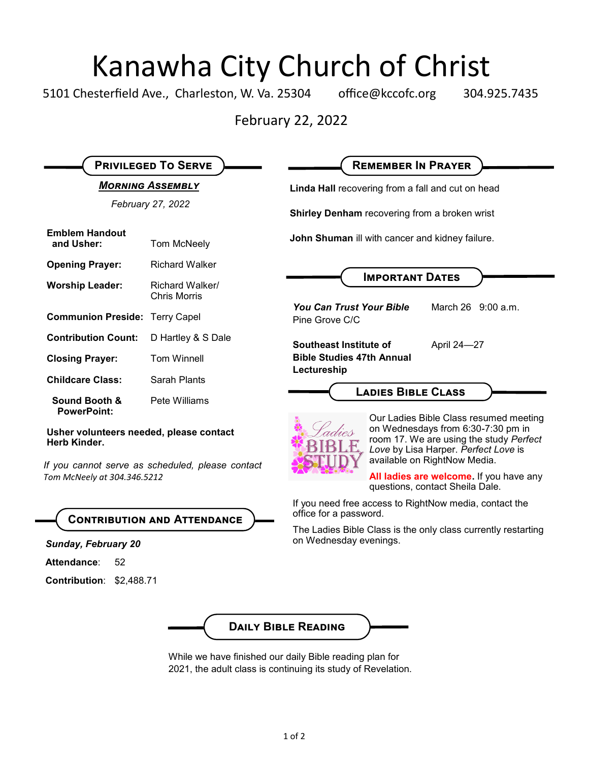# Kanawha City Church of Christ

5101 Chesterfield Ave., Charleston, W. Va. 25304 office@kccofc.org 304.925.7435

February 22, 2022

## Privileged To Serve

### *Morning Assembly*

*February 27, 2022*

| | |
|---|---|
| **Emblem Handout and Usher:** | Tom McNeely |
| **Opening Prayer:** | Richard Walker |
| **Worship Leader:** | Richard Walker/ Chris Morris |
| **Communion Preside:** | Terry Capel |
| **Contribution Count:** | D Hartley & S Dale |
| **Closing Prayer:** | Tom Winnell |
| **Childcare Class:** | Sarah Plants |
| **Sound Booth & PowerPoint:** | Pete Williams |

**Usher volunteers needed, please contact Herb Kinder.**

*If you cannot serve as scheduled, please contact Tom McNeely at 304.346.5212*

## Contribution and Attendance

***Sunday, February 20***

**Attendance**: 52

**Contribution**: $2,488.71

## Remember In Prayer

**Linda Hall** recovering from a fall and cut on head

**Shirley Denham** recovering from a broken wrist

**John Shuman** ill with cancer and kidney failure.

## Important Dates

| | |
|---|---|
| ***You Can Trust Your Bible*** Pine Grove C/C | March 26 9:00 a.m. |
| **Southeast Institute of Bible Studies 47th Annual Lectureship** | April 24—27 |

## Ladies Bible Class

Our Ladies Bible Class resumed meeting on Wednesdays from 6:30-7:30 pm in room 17. We are using the study *Perfect Love* by Lisa Harper. *Perfect Love* is available on RightNow Media.

**All ladies are welcome.** If you have any questions, contact Sheila Dale.

If you need free access to RightNow media, contact the office for a password.

The Ladies Bible Class is the only class currently restarting on Wednesday evenings.

## Daily Bible Reading

While we have finished our daily Bible reading plan for 2021, the adult class is continuing its study of Revelation.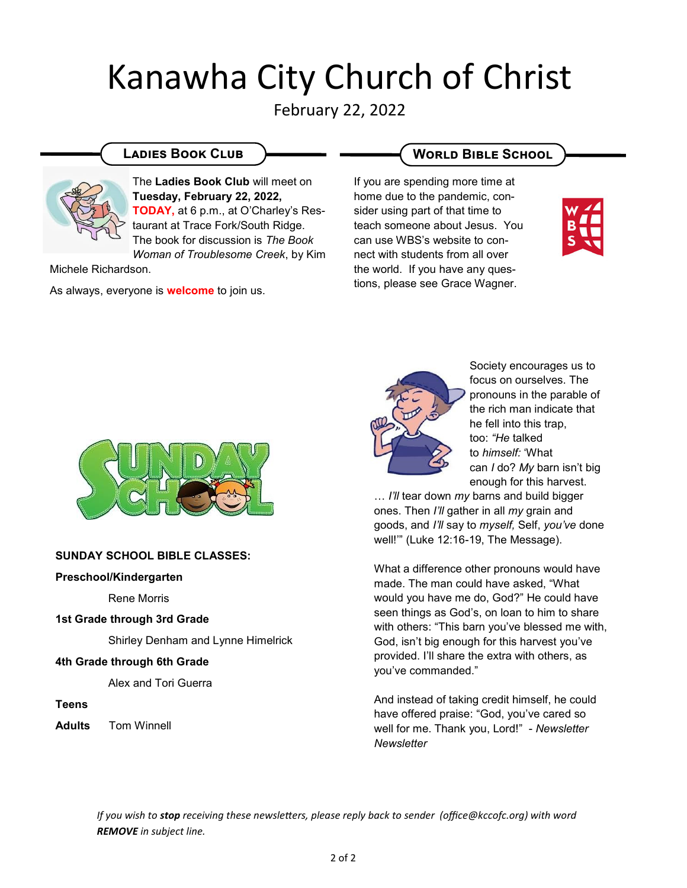# Kanawha City Church of Christ

February 22, 2022

## Ladies Book Club

The **Ladies Book Club** will meet on **Tuesday, February 22, 2022, TODAY,** at 6 p.m., at O'Charley's Restaurant at Trace Fork/South Ridge. The book for discussion is *The Book Woman of Troublesome Creek*, by Kim Michele Richardson.

As always, everyone is **welcome** to join us.

## World Bible School

If you are spending more time at home due to the pandemic, consider using part of that time to teach someone about Jesus. You can use WBS's website to connect with students from all over the world. If you have any questions, please see Grace Wagner.

**SUNDAY SCHOOL BIBLE CLASSES:**

**Preschool/Kindergarten**

Rene Morris

**1st Grade through 3rd Grade**

Shirley Denham and Lynne Himelrick

**4th Grade through 6th Grade**

Alex and Tori Guerra

**Teens**

**Adults** Tom Winnell

Society encourages us to focus on ourselves. The pronouns in the parable of the rich man indicate that he fell into this trap, too: *"He* talked to *himself:* 'What can *I* do? *My* barn isn't big enough for this harvest. … *I'll* tear down *my* barns and build bigger ones. Then *I'll* gather in all *my* grain and goods, and *I'll* say to *myself,* Self, *you've* done well!'" (Luke 12:16-19, The Message).

What a difference other pronouns would have made. The man could have asked, "What would you have me do, God?" He could have seen things as God's, on loan to him to share with others: "This barn you've blessed me with, God, isn't big enough for this harvest you've provided. I'll share the extra with others, as you've commanded."

And instead of taking credit himself, he could have offered praise: "God, you've cared so well for me. Thank you, Lord!" - *Newsletter Newsletter*

*If you wish to **stop** receiving these newsletters, please reply back to sender (office@kccofc.org) with word **REMOVE** in subject line.*